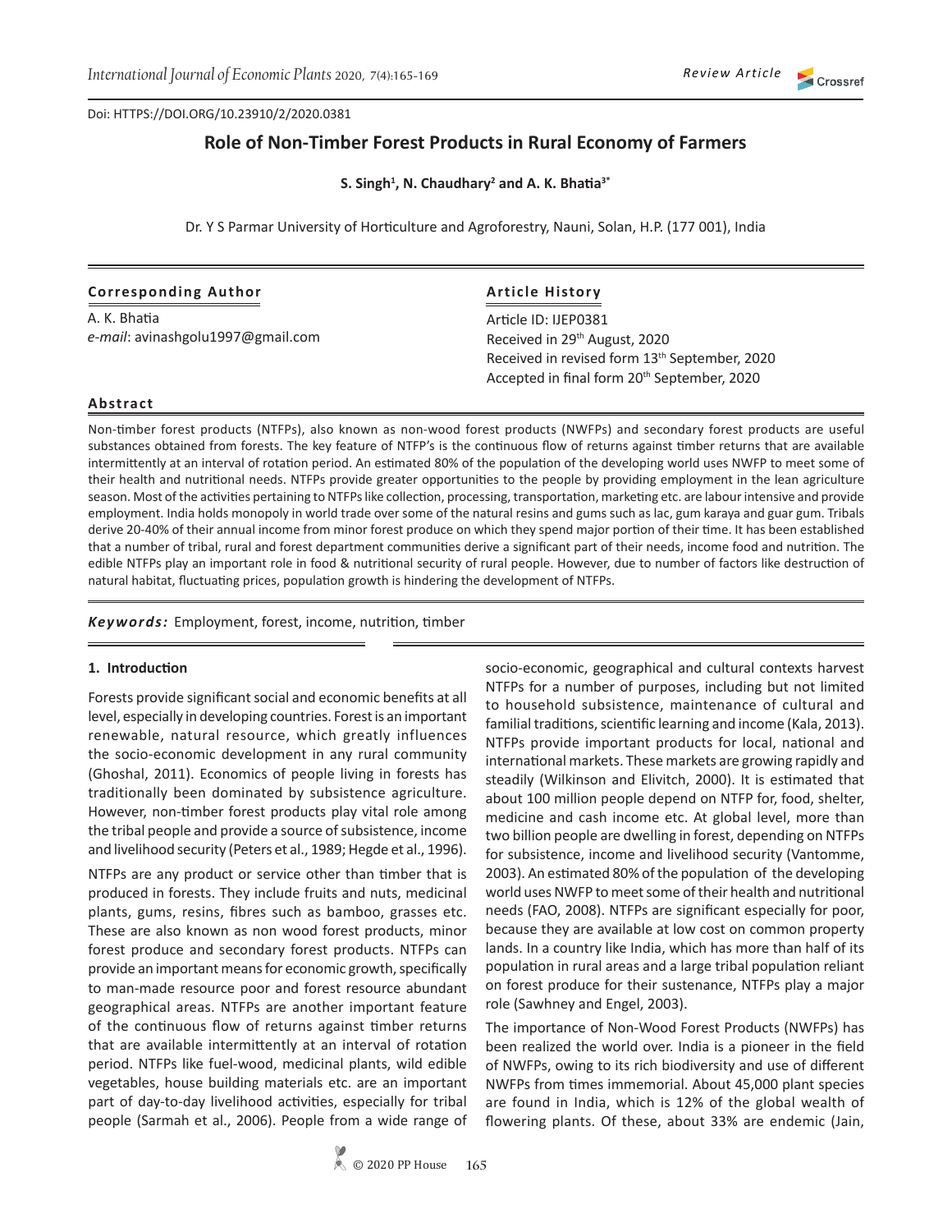Doi: HTTPS://DOI.ORG/10.23910/2/2020.0381

Review Article

# Role of Non-Timber Forest Products in Rural Economy of Farmers

**S. Singh[1], N. Chaudhary[2] and A. K. Bhatia[3*]**

Dr. Y S Parmar University of Horticulture and Agroforestry, Nauni, Solan, H.P. (177 001), India

**Corresponding Author**

A. K. Bhatia
*e-mail*: avinashgolu1997@gmail.com

**Article History**

Article ID: IJEP0381
Received in 29[th] August, 2020
Received in revised form 13[th] September, 2020
Accepted in final form 20[th] September, 2020

## Abstract

Non-timber forest products (NTFPs), also known as non-wood forest products (NWFPs) and secondary forest products are useful substances obtained from forests. The key feature of NTFP's is the continuous flow of returns against timber returns that are available intermittently at an interval of rotation period. An estimated 80% of the population of the developing world uses NWFP to meet some of their health and nutritional needs. NTFPs provide greater opportunities to the people by providing employment in the lean agriculture season. Most of the activities pertaining to NTFPs like collection, processing, transportation, marketing etc. are labour intensive and provide employment. India holds monopoly in world trade over some of the natural resins and gums such as lac, gum karaya and guar gum. Tribals derive 20-40% of their annual income from minor forest produce on which they spend major portion of their time. It has been established that a number of tribal, rural and forest department communities derive a significant part of their needs, income food and nutrition. The edible NTFPs play an important role in food & nutritional security of rural people. However, due to number of factors like destruction of natural habitat, fluctuating prices, population growth is hindering the development of NTFPs.

***Keywords:*** Employment, forest, income, nutrition, timber

## 1. Introduction

Forests provide significant social and economic benefits at all level, especially in developing countries. Forest is an important renewable, natural resource, which greatly influences the socio-economic development in any rural community (Ghoshal, 2011). Economics of people living in forests has traditionally been dominated by subsistence agriculture. However, non-timber forest products play vital role among the tribal people and provide a source of subsistence, income and livelihood security (Peters et al., 1989; Hegde et al., 1996).

NTFPs are any product or service other than timber that is produced in forests. They include fruits and nuts, medicinal plants, gums, resins, fibres such as bamboo, grasses etc. These are also known as non wood forest products, minor forest produce and secondary forest products. NTFPs can provide an important means for economic growth, specifically to man-made resource poor and forest resource abundant geographical areas. NTFPs are another important feature of the continuous flow of returns against timber returns that are available intermittently at an interval of rotation period. NTFPs like fuel-wood, medicinal plants, wild edible vegetables, house building materials etc. are an important part of day-to-day livelihood activities, especially for tribal people (Sarmah et al., 2006). People from a wide range of socio-economic, geographical and cultural contexts harvest NTFPs for a number of purposes, including but not limited to household subsistence, maintenance of cultural and familial traditions, scientific learning and income (Kala, 2013). NTFPs provide important products for local, national and international markets. These markets are growing rapidly and steadily (Wilkinson and Elivitch, 2000). It is estimated that about 100 million people depend on NTFP for, food, shelter, medicine and cash income etc. At global level, more than two billion people are dwelling in forest, depending on NTFPs for subsistence, income and livelihood security (Vantomme, 2003). An estimated 80% of the population of the developing world uses NWFP to meet some of their health and nutritional needs (FAO, 2008). NTFPs are significant especially for poor, because they are available at low cost on common property lands. In a country like India, which has more than half of its population in rural areas and a large tribal population reliant on forest produce for their sustenance, NTFPs play a major role (Sawhney and Engel, 2003).

The importance of Non-Wood Forest Products (NWFPs) has been realized the world over. India is a pioneer in the field of NWFPs, owing to its rich biodiversity and use of different NWFPs from times immemorial. About 45,000 plant species are found in India, which is 12% of the global wealth of flowering plants. Of these, about 33% are endemic (Jain,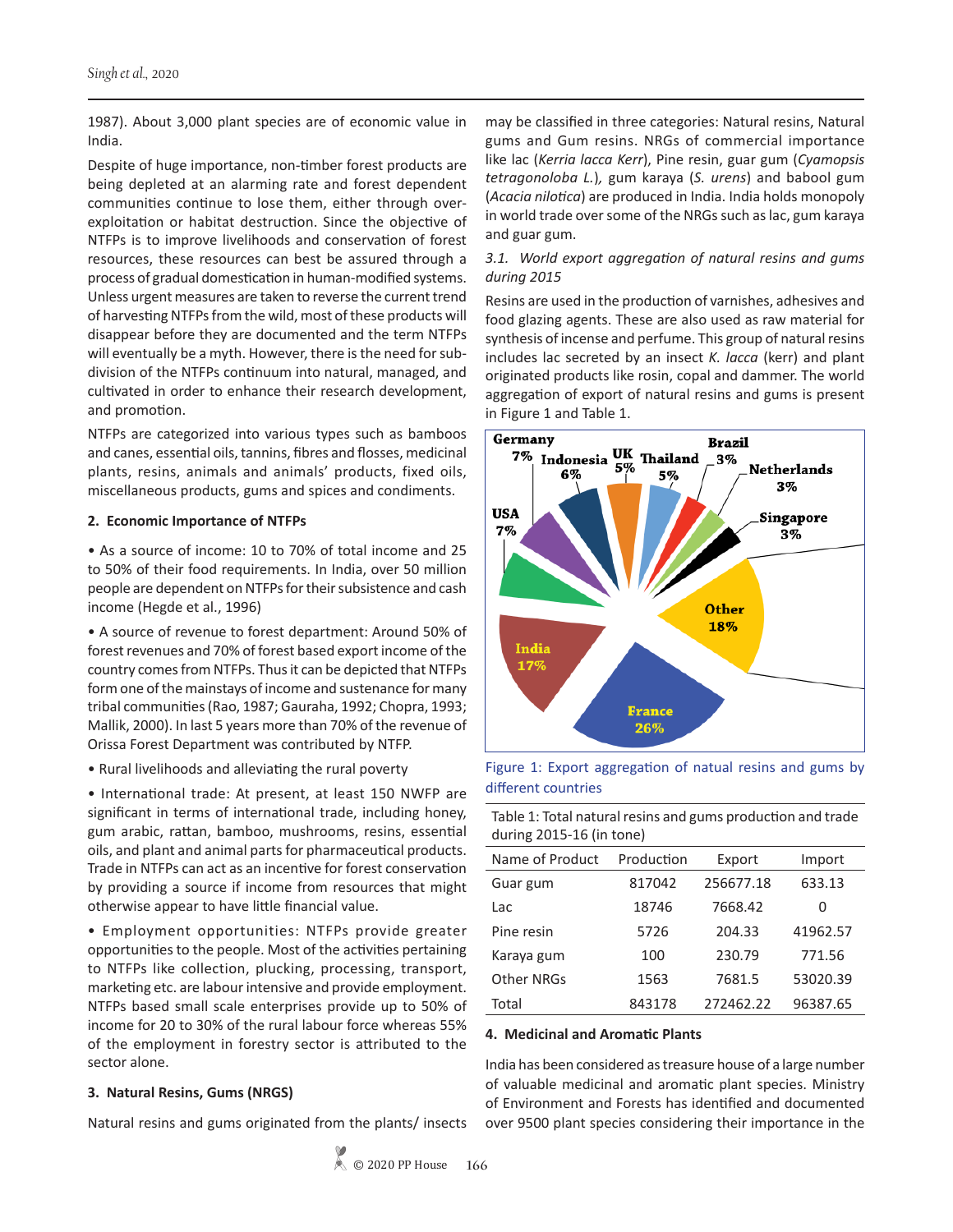1987). About 3,000 plant species are of economic value in India.

Despite of huge importance, non-timber forest products are being depleted at an alarming rate and forest dependent communities continue to lose them, either through over-exploitation or habitat destruction. Since the objective of NTFPs is to improve livelihoods and conservation of forest resources, these resources can best be assured through a process of gradual domestication in human-modified systems. Unless urgent measures are taken to reverse the current trend of harvesting NTFPs from the wild, most of these products will disappear before they are documented and the term NTFPs will eventually be a myth. However, there is the need for sub-division of the NTFPs continuum into natural, managed, and cultivated in order to enhance their research development, and promotion.

NTFPs are categorized into various types such as bamboos and canes, essential oils, tannins, fibres and flosses, medicinal plants, resins, animals and animals' products, fixed oils, miscellaneous products, gums and spices and condiments.

## 2. Economic Importance of NTFPs

• As a source of income: 10 to 70% of total income and 25 to 50% of their food requirements. In India, over 50 million people are dependent on NTFPs for their subsistence and cash income (Hegde et al., 1996)

• A source of revenue to forest department: Around 50% of forest revenues and 70% of forest based export income of the country comes from NTFPs. Thus it can be depicted that NTFPs form one of the mainstays of income and sustenance for many tribal communities (Rao, 1987; Gauraha, 1992; Chopra, 1993; Mallik, 2000). In last 5 years more than 70% of the revenue of Orissa Forest Department was contributed by NTFP.

• Rural livelihoods and alleviating the rural poverty

• International trade: At present, at least 150 NWFP are significant in terms of international trade, including honey, gum arabic, rattan, bamboo, mushrooms, resins, essential oils, and plant and animal parts for pharmaceutical products. Trade in NTFPs can act as an incentive for forest conservation by providing a source if income from resources that might otherwise appear to have little financial value.

• Employment opportunities: NTFPs provide greater opportunities to the people. Most of the activities pertaining to NTFPs like collection, plucking, processing, transport, marketing etc. are labour intensive and provide employment. NTFPs based small scale enterprises provide up to 50% of income for 20 to 30% of the rural labour force whereas 55% of the employment in forestry sector is attributed to the sector alone.

## 3. Natural Resins, Gums (NRGS)

Natural resins and gums originated from the plants/ insects may be classified in three categories: Natural resins, Natural gums and Gum resins. NRGs of commercial importance like lac (*Kerria lacca Kerr*), Pine resin, guar gum (*Cyamopsis tetragonoloba L.*), gum karaya (*S. urens*) and babool gum (*Acacia nilotica*) are produced in India. India holds monopoly in world trade over some of the NRGs such as lac, gum karaya and guar gum.

### *3.1. World export aggregation of natural resins and gums during 2015*

Resins are used in the production of varnishes, adhesives and food glazing agents. These are also used as raw material for synthesis of incense and perfume. This group of natural resins includes lac secreted by an insect *K. lacca* (kerr) and plant originated products like rosin, copal and dammer. The world aggregation of export of natural resins and gums is present in Figure 1 and Table 1.

Figure 1: Export aggregation of natual resins and gums by different countries

Table 1: Total natural resins and gums production and trade during 2015-16 (in tone)

| Name of Product | Production | Export | Import |
|---|---|---|---|
| Guar gum | 817042 | 256677.18 | 633.13 |
| Lac | 18746 | 7668.42 | 0 |
| Pine resin | 5726 | 204.33 | 41962.57 |
| Karaya gum | 100 | 230.79 | 771.56 |
| Other NRGs | 1563 | 7681.5 | 53020.39 |
| Total | 843178 | 272462.22 | 96387.65 |

## 4. Medicinal and Aromatic Plants

India has been considered as treasure house of a large number of valuable medicinal and aromatic plant species. Ministry of Environment and Forests has identified and documented over 9500 plant species considering their importance in the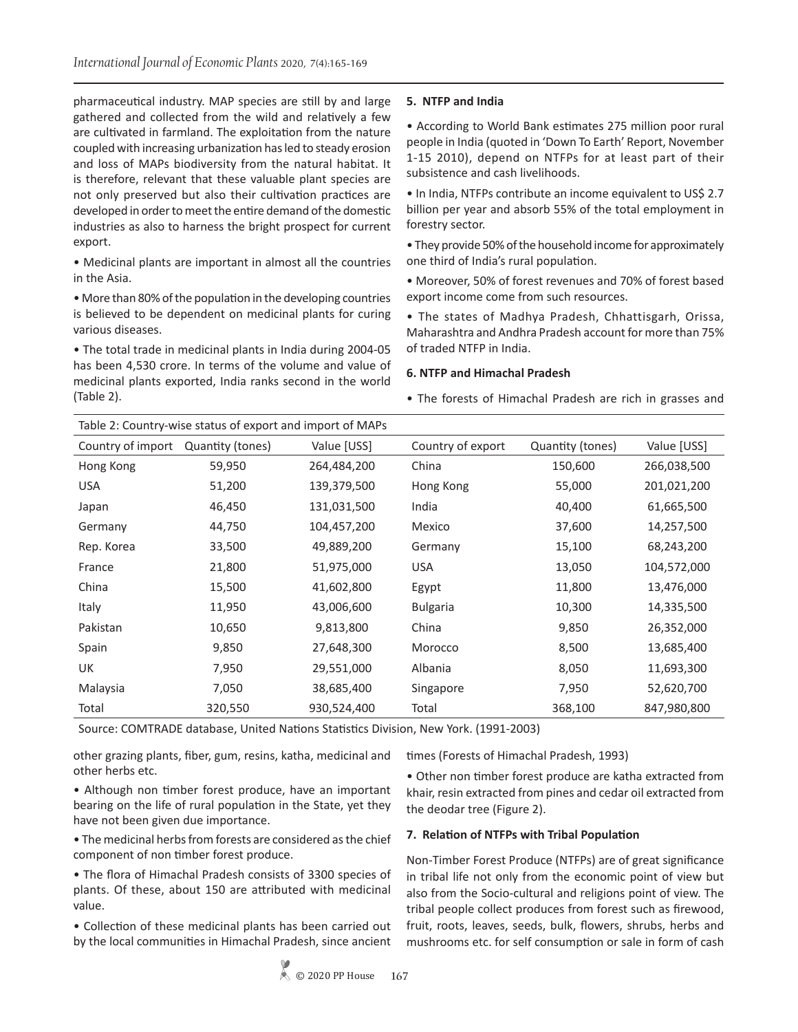pharmaceutical industry. MAP species are still by and large gathered and collected from the wild and relatively a few are cultivated in farmland. The exploitation from the nature coupled with increasing urbanization has led to steady erosion and loss of MAPs biodiversity from the natural habitat. It is therefore, relevant that these valuable plant species are not only preserved but also their cultivation practices are developed in order to meet the entire demand of the domestic industries as also to harness the bright prospect for current export.

• Medicinal plants are important in almost all the countries in the Asia.

• More than 80% of the population in the developing countries is believed to be dependent on medicinal plants for curing various diseases.

• The total trade in medicinal plants in India during 2004-05 has been 4,530 crore. In terms of the volume and value of medicinal plants exported, India ranks second in the world (Table 2).

Table 2: Country-wise status of export and import of MAPs

| Country of import | Quantity (tones) | Value [USS] | Country of export | Quantity (tones) | Value [USS] |
|---|---|---|---|---|---|
| Hong Kong | 59,950 | 264,484,200 | China | 150,600 | 266,038,500 |
| USA | 51,200 | 139,379,500 | Hong Kong | 55,000 | 201,021,200 |
| Japan | 46,450 | 131,031,500 | India | 40,400 | 61,665,500 |
| Germany | 44,750 | 104,457,200 | Mexico | 37,600 | 14,257,500 |
| Rep. Korea | 33,500 | 49,889,200 | Germany | 15,100 | 68,243,200 |
| France | 21,800 | 51,975,000 | USA | 13,050 | 104,572,000 |
| China | 15,500 | 41,602,800 | Egypt | 11,800 | 13,476,000 |
| Italy | 11,950 | 43,006,600 | Bulgaria | 10,300 | 14,335,500 |
| Pakistan | 10,650 | 9,813,800 | China | 9,850 | 26,352,000 |
| Spain | 9,850 | 27,648,300 | Morocco | 8,500 | 13,685,400 |
| UK | 7,950 | 29,551,000 | Albania | 8,050 | 11,693,300 |
| Malaysia | 7,050 | 38,685,400 | Singapore | 7,950 | 52,620,700 |
| Total | 320,550 | 930,524,400 | Total | 368,100 | 847,980,800 |

Source: COMTRADE database, United Nations Statistics Division, New York. (1991-2003)

## 5. NTFP and India

• According to World Bank estimates 275 million poor rural people in India (quoted in 'Down To Earth' Report, November 1-15 2010), depend on NTFPs for at least part of their subsistence and cash livelihoods.

• In India, NTFPs contribute an income equivalent to US$ 2.7 billion per year and absorb 55% of the total employment in forestry sector.

• They provide 50% of the household income for approximately one third of India's rural population.

• Moreover, 50% of forest revenues and 70% of forest based export income come from such resources.

• The states of Madhya Pradesh, Chhattisgarh, Orissa, Maharashtra and Andhra Pradesh account for more than 75% of traded NTFP in India.

## 6. NTFP and Himachal Pradesh

• The forests of Himachal Pradesh are rich in grasses and other grazing plants, fiber, gum, resins, katha, medicinal and other herbs etc.

• Although non timber forest produce, have an important bearing on the life of rural population in the State, yet they have not been given due importance.

• The medicinal herbs from forests are considered as the chief component of non timber forest produce.

• The flora of Himachal Pradesh consists of 3300 species of plants. Of these, about 150 are attributed with medicinal value.

• Collection of these medicinal plants has been carried out by the local communities in Himachal Pradesh, since ancient times (Forests of Himachal Pradesh, 1993)

• Other non timber forest produce are katha extracted from khair, resin extracted from pines and cedar oil extracted from the deodar tree (Figure 2).

## 7. Relation of NTFPs with Tribal Population

Non-Timber Forest Produce (NTFPs) are of great significance in tribal life not only from the economic point of view but also from the Socio-cultural and religions point of view. The tribal people collect produces from forest such as firewood, fruit, roots, leaves, seeds, bulk, flowers, shrubs, herbs and mushrooms etc. for self consumption or sale in form of cash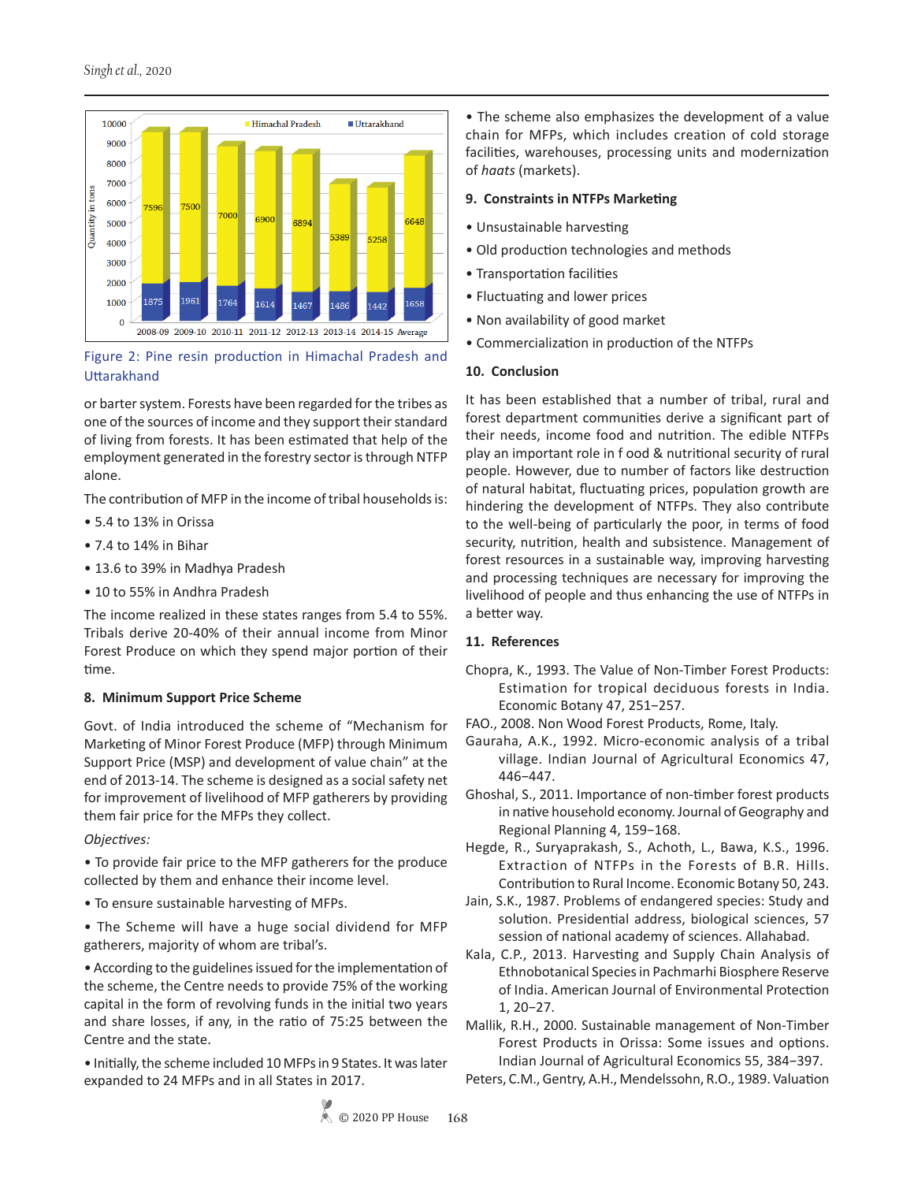| Year | Himachal Pradesh | Uttarakhand |
|---|---|---|
| 2008-09 | 7596 | 1875 |
| 2009-10 | 7500 | 1961 |
| 2010-11 | 7000 | 1764 |
| 2011-12 | 6900 | 1614 |
| 2012-13 | 6894 | 1467 |
| 2013-14 | 5389 | 1486 |
| 2014-15 | 5258 | 1442 |
| Average | 6648 | 1658 |

Quantity in tons

Figure 2: Pine resin production in Himachal Pradesh and Uttarakhand

or barter system. Forests have been regarded for the tribes as one of the sources of income and they support their standard of living from forests. It has been estimated that help of the employment generated in the forestry sector is through NTFP alone.

The contribution of MFP in the income of tribal households is:

- 5.4 to 13% in Orissa
- 7.4 to 14% in Bihar
- 13.6 to 39% in Madhya Pradesh
- 10 to 55% in Andhra Pradesh

The income realized in these states ranges from 5.4 to 55%. Tribals derive 20-40% of their annual income from Minor Forest Produce on which they spend major portion of their time.

## 8. Minimum Support Price Scheme

Govt. of India introduced the scheme of "Mechanism for Marketing of Minor Forest Produce (MFP) through Minimum Support Price (MSP) and development of value chain" at the end of 2013-14. The scheme is designed as a social safety net for improvement of livelihood of MFP gatherers by providing them fair price for the MFPs they collect.

*Objectives:*

- To provide fair price to the MFP gatherers for the produce collected by them and enhance their income level.
- To ensure sustainable harvesting of MFPs.
- The Scheme will have a huge social dividend for MFP gatherers, majority of whom are tribal's.
- According to the guidelines issued for the implementation of the scheme, the Centre needs to provide 75% of the working capital in the form of revolving funds in the initial two years and share losses, if any, in the ratio of 75:25 between the Centre and the state.
- Initially, the scheme included 10 MFPs in 9 States. It was later expanded to 24 MFPs and in all States in 2017.
- The scheme also emphasizes the development of a value chain for MFPs, which includes creation of cold storage facilities, warehouses, processing units and modernization of *haats* (markets).

## 9. Constraints in NTFPs Marketing

- Unsustainable harvesting
- Old production technologies and methods
- Transportation facilities
- Fluctuating and lower prices
- Non availability of good market
- Commercialization in production of the NTFPs

## 10. Conclusion

It has been established that a number of tribal, rural and forest department communities derive a significant part of their needs, income food and nutrition. The edible NTFPs play an important role in f ood & nutritional security of rural people. However, due to number of factors like destruction of natural habitat, fluctuating prices, population growth are hindering the development of NTFPs. They also contribute to the well-being of particularly the poor, in terms of food security, nutrition, health and subsistence. Management of forest resources in a sustainable way, improving harvesting and processing techniques are necessary for improving the livelihood of people and thus enhancing the use of NTFPs in a better way.

## 11. References

Chopra, K., 1993. The Value of Non-Timber Forest Products: Estimation for tropical deciduous forests in India. Economic Botany 47, 251–257.

FAO., 2008. Non Wood Forest Products, Rome, Italy.

Gauraha, A.K., 1992. Micro-economic analysis of a tribal village. Indian Journal of Agricultural Economics 47, 446–447.

Ghoshal, S., 2011. Importance of non-timber forest products in native household economy. Journal of Geography and Regional Planning 4, 159–168.

Hegde, R., Suryaprakash, S., Achoth, L., Bawa, K.S., 1996. Extraction of NTFPs in the Forests of B.R. Hills. Contribution to Rural Income. Economic Botany 50, 243.

Jain, S.K., 1987. Problems of endangered species: Study and solution. Presidential address, biological sciences, 57 session of national academy of sciences. Allahabad.

Kala, C.P., 2013. Harvesting and Supply Chain Analysis of Ethnobotanical Species in Pachmarhi Biosphere Reserve of India. American Journal of Environmental Protection 1, 20–27.

Mallik, R.H., 2000. Sustainable management of Non-Timber Forest Products in Orissa: Some issues and options. Indian Journal of Agricultural Economics 55, 384–397.

Peters, C.M., Gentry, A.H., Mendelssohn, R.O., 1989. Valuation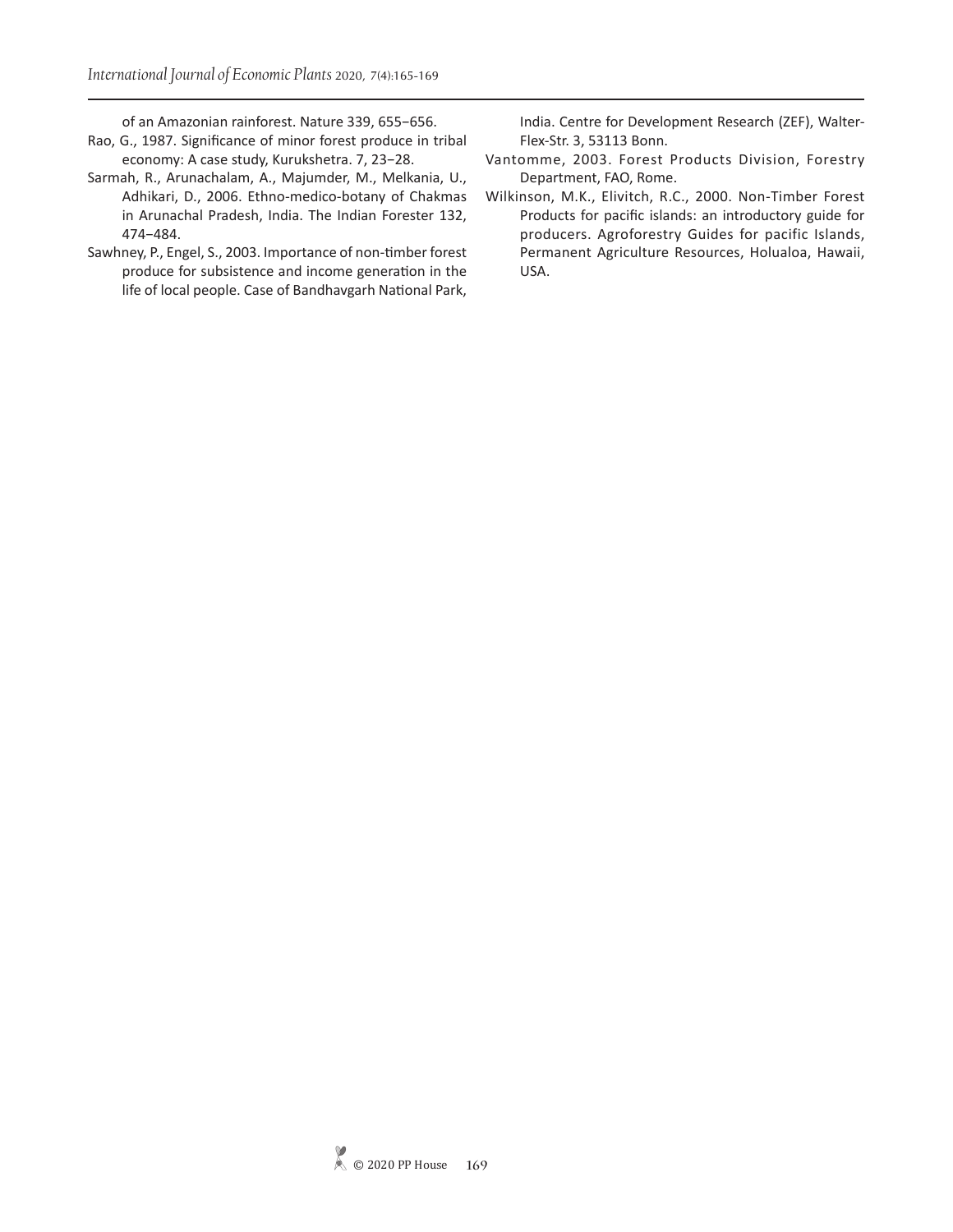of an Amazonian rainforest. Nature 339, 655−656.

Rao, G., 1987. Significance of minor forest produce in tribal economy: A case study, Kurukshetra. 7, 23−28.

Sarmah, R., Arunachalam, A., Majumder, M., Melkania, U., Adhikari, D., 2006. Ethno-medico-botany of Chakmas in Arunachal Pradesh, India. The Indian Forester 132, 474−484.

Sawhney, P., Engel, S., 2003. Importance of non-timber forest produce for subsistence and income generation in the life of local people. Case of Bandhavgarh National Park, India. Centre for Development Research (ZEF), Walter-Flex-Str. 3, 53113 Bonn.

Vantomme, 2003. Forest Products Division, Forestry Department, FAO, Rome.

Wilkinson, M.K., Elivitch, R.C., 2000. Non-Timber Forest Products for pacific islands: an introductory guide for producers. Agroforestry Guides for pacific Islands, Permanent Agriculture Resources, Holualoa, Hawaii, USA.